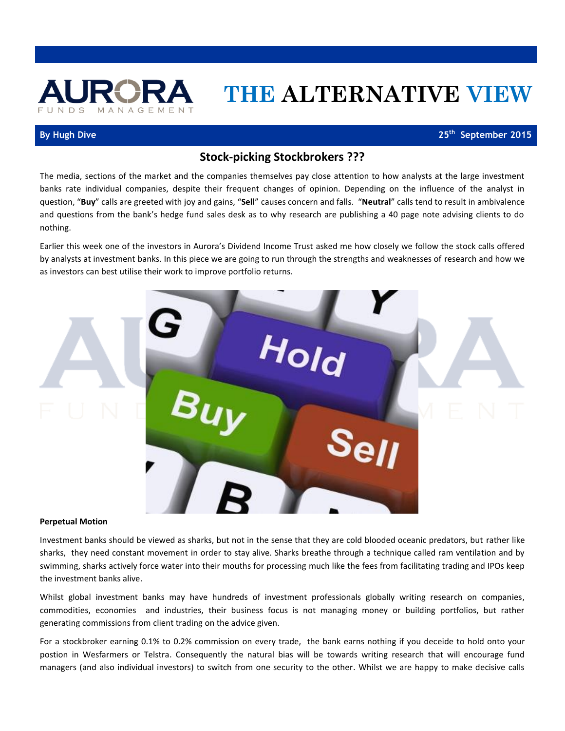# AURORA FUNDS MANAGEMENT — THE ALTERNATIVE VIEW

**By Hugh Dive** — **25th September 2015**

## Stock-picking Stockbrokers ???

The media, sections of the market and the companies themselves pay close attention to how analysts at the large investment banks rate individual companies, despite their frequent changes of opinion. Depending on the influence of the analyst in question, "**Buy**" calls are greeted with joy and gains, "**Sell**" causes concern and falls. "**Neutral**" calls tend to result in ambivalence and questions from the bank's hedge fund sales desk as to why research are publishing a 40 page note advising clients to do nothing.

Earlier this week one of the investors in Aurora's Dividend Income Trust asked me how closely we follow the stock calls offered by analysts at investment banks. In this piece we are going to run through the strengths and weaknesses of research and how we as investors can best utilise their work to improve portfolio returns.

### Perpetual Motion

Investment banks should be viewed as sharks, but not in the sense that they are cold blooded oceanic predators, but rather like sharks, they need constant movement in order to stay alive. Sharks breathe through a technique called ram ventilation and by swimming, sharks actively force water into their mouths for processing much like the fees from facilitating trading and IPOs keep the investment banks alive.

Whilst global investment banks may have hundreds of investment professionals globally writing research on companies, commodities, economies and industries, their business focus is not managing money or building portfolios, but rather generating commissions from client trading on the advice given.

For a stockbroker earning 0.1% to 0.2% commission on every trade, the bank earns nothing if you deceide to hold onto your postion in Wesfarmers or Telstra. Consequently the natural bias will be towards writing research that will encourage fund managers (and also individual investors) to switch from one security to the other. Whilst we are happy to make decisive calls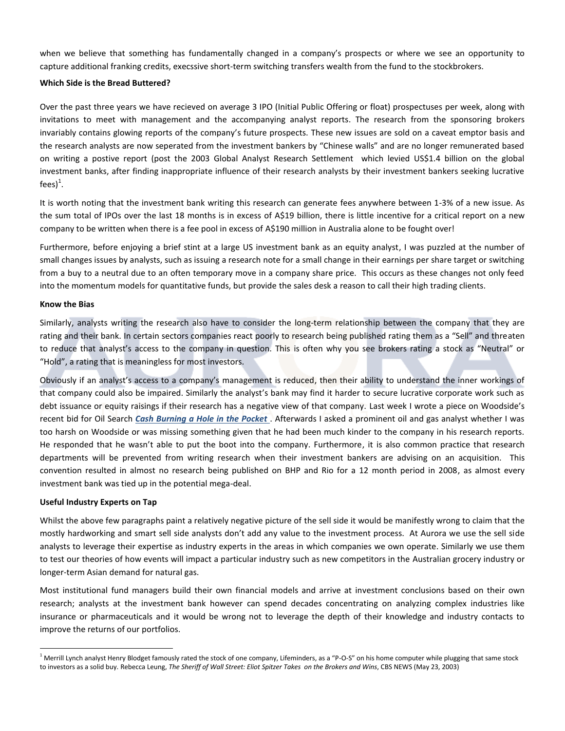when we believe that something has fundamentally changed in a company's prospects or where we see an opportunity to capture additional franking credits, execssive short-term switching transfers wealth from the fund to the stockbrokers.

**Which Side is the Bread Buttered?**

Over the past three years we have recieved on average 3 IPO (Initial Public Offering or float) prospectuses per week, along with invitations to meet with management and the accompanying analyst reports. The research from the sponsoring brokers invariably contains glowing reports of the company's future prospects. These new issues are sold on a caveat emptor basis and the research analysts are now seperated from the investment bankers by "Chinese walls" and are no longer remunerated based on writing a postive report (post the 2003 Global Analyst Research Settlement which levied US$1.4 billion on the global investment banks, after finding inappropriate influence of their research analysts by their investment bankers seeking lucrative fees)[1].

It is worth noting that the investment bank writing this research can generate fees anywhere between 1-3% of a new issue. As the sum total of IPOs over the last 18 months is in excess of A$19 billion, there is little incentive for a critical report on a new company to be written when there is a fee pool in excess of A$190 million in Australia alone to be fought over!

Furthermore, before enjoying a brief stint at a large US investment bank as an equity analyst, I was puzzled at the number of small changes issues by analysts, such as issuing a research note for a small change in their earnings per share target or switching from a buy to a neutral due to an often temporary move in a company share price. This occurs as these changes not only feed into the momentum models for quantitative funds, but provide the sales desk a reason to call their high trading clients.

**Know the Bias**

Similarly, analysts writing the research also have to consider the long-term relationship between the company that they are rating and their bank. In certain sectors companies react poorly to research being published rating them as a "Sell" and threaten to reduce that analyst's access to the company in question. This is often why you see brokers rating a stock as "Neutral" or "Hold", a rating that is meaningless for most investors.

Obviously if an analyst's access to a company's management is reduced, then their ability to understand the inner workings of that company could also be impaired. Similarly the analyst's bank may find it harder to secure lucrative corporate work such as debt issuance or equity raisings if their research has a negative view of that company. Last week I wrote a piece on Woodside's recent bid for Oil Search ***Cash Burning a Hole in the Pocket***. Afterwards I asked a prominent oil and gas analyst whether I was too harsh on Woodside or was missing something given that he had been much kinder to the company in his research reports. He responded that he wasn't able to put the boot into the company. Furthermore, it is also common practice that research departments will be prevented from writing research when their investment bankers are advising on an acquisition. This convention resulted in almost no research being published on BHP and Rio for a 12 month period in 2008, as almost every investment bank was tied up in the potential mega-deal.

**Useful Industry Experts on Tap**

Whilst the above few paragraphs paint a relatively negative picture of the sell side it would be manifestly wrong to claim that the mostly hardworking and smart sell side analysts don't add any value to the investment process. At Aurora we use the sell side analysts to leverage their expertise as industry experts in the areas in which companies we own operate. Similarly we use them to test our theories of how events will impact a particular industry such as new competitors in the Australian grocery industry or longer-term Asian demand for natural gas.

Most institutional fund managers build their own financial models and arrive at investment conclusions based on their own research; analysts at the investment bank however can spend decades concentrating on analyzing complex industries like insurance or pharmaceuticals and it would be wrong not to leverage the depth of their knowledge and industry contacts to improve the returns of our portfolios.

---

[1] Merrill Lynch analyst Henry Blodget famously rated the stock of one company, Lifeminders, as a "P-O-S" on his home computer while plugging that same stock to investors as a solid buy. Rebecca Leung, *The Sheriff of Wall Street: Eliot Spitzer Takes on the Brokers and Wins*, CBS NEWS (May 23, 2003)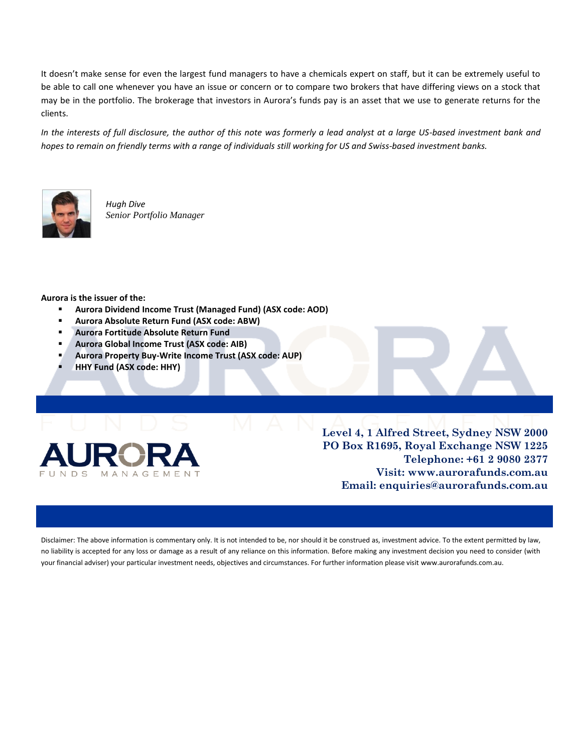It doesn't make sense for even the largest fund managers to have a chemicals expert on staff, but it can be extremely useful to be able to call one whenever you have an issue or concern or to compare two brokers that have differing views on a stock that may be in the portfolio. The brokerage that investors in Aurora's funds pay is an asset that we use to generate returns for the clients.

*In the interests of full disclosure, the author of this note was formerly a lead analyst at a large US-based investment bank and hopes to remain on friendly terms with a range of individuals still working for US and Swiss-based investment banks.*

*Hugh Dive*
*Senior Portfolio Manager*

**Aurora is the issuer of the:**

- **Aurora Dividend Income Trust (Managed Fund) (ASX code: AOD)**
- **Aurora Absolute Return Fund (ASX code: ABW)**
- **Aurora Fortitude Absolute Return Fund**
- **Aurora Global Income Trust (ASX code: AIB)**
- **Aurora Property Buy-Write Income Trust (ASX code: AUP)**
- **HHY Fund (ASX code: HHY)**

AURORA FUNDS MANAGEMENT

**Level 4, 1 Alfred Street, Sydney NSW 2000**
**PO Box R1695, Royal Exchange NSW 1225**
**Telephone: +61 2 9080 2377**
**Visit: www.aurorafunds.com.au**
**Email: enquiries@aurorafunds.com.au**

Disclaimer: The above information is commentary only. It is not intended to be, nor should it be construed as, investment advice. To the extent permitted by law, no liability is accepted for any loss or damage as a result of any reliance on this information. Before making any investment decision you need to consider (with your financial adviser) your particular investment needs, objectives and circumstances. For further information please visit www.aurorafunds.com.au.